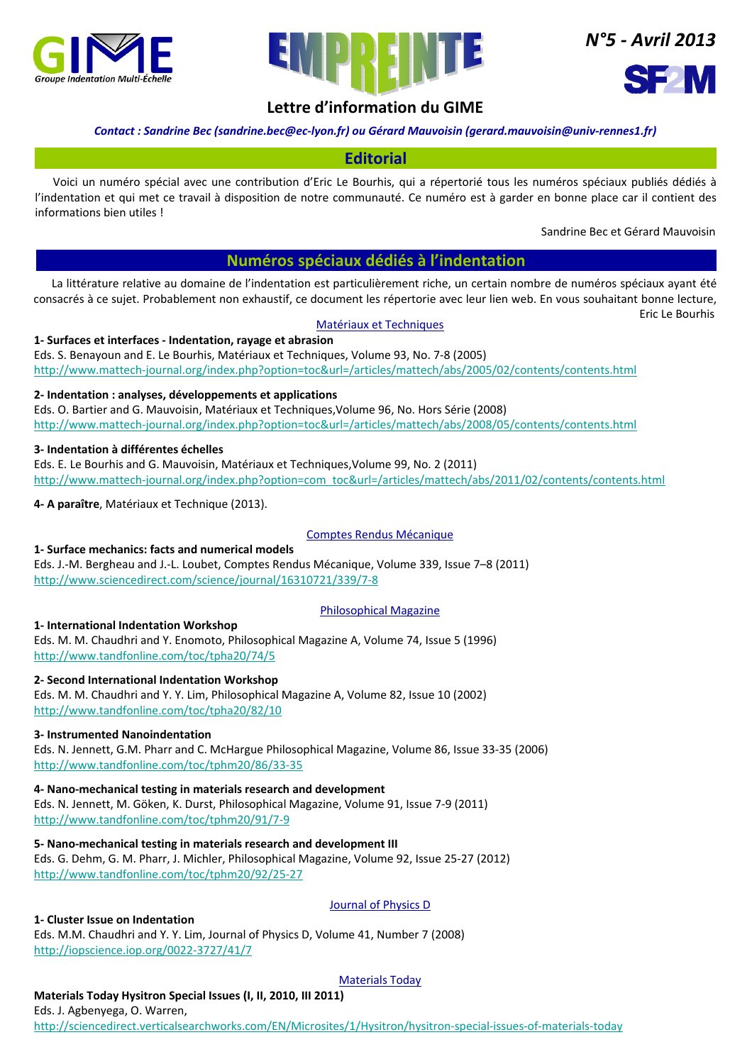GIME
Groupe Indentation Multi-Échelle

# EMPREINTE

*N°5 - Avril 2013*

SF2M

## Lettre d'information du GIME

*Contact : Sandrine Bec (sandrine.bec@ec-lyon.fr) ou Gérard Mauvoisin (gerard.mauvoisin@univ-rennes1.fr)*

## Editorial

Voici un numéro spécial avec une contribution d'Eric Le Bourhis, qui a répertorié tous les numéros spéciaux publiés dédiés à l'indentation et qui met ce travail à disposition de notre communauté. Ce numéro est à garder en bonne place car il contient des informations bien utiles !

Sandrine Bec et Gérard Mauvoisin

## Numéros spéciaux dédiés à l'indentation

La littérature relative au domaine de l'indentation est particulièrement riche, un certain nombre de numéros spéciaux ayant été consacrés à ce sujet. Probablement non exhaustif, ce document les répertorie avec leur lien web. En vous souhaitant bonne lecture,

Eric Le Bourhis

### Matériaux et Techniques

**1- Surfaces et interfaces - Indentation, rayage et abrasion**
Eds. S. Benayoun and E. Le Bourhis, Matériaux et Techniques, Volume 93, No. 7-8 (2005)
http://www.mattech-journal.org/index.php?option=toc&url=/articles/mattech/abs/2005/02/contents/contents.html

**2- Indentation : analyses, développements et applications**
Eds. O. Bartier and G. Mauvoisin, Matériaux et Techniques,Volume 96, No. Hors Série (2008)
http://www.mattech-journal.org/index.php?option=toc&url=/articles/mattech/abs/2008/05/contents/contents.html

**3- Indentation à différentes échelles**
Eds. E. Le Bourhis and G. Mauvoisin, Matériaux et Techniques,Volume 99, No. 2 (2011)
http://www.mattech-journal.org/index.php?option=com_toc&url=/articles/mattech/abs/2011/02/contents/contents.html

**4- A paraître**, Matériaux et Technique (2013).

### Comptes Rendus Mécanique

**1- Surface mechanics: facts and numerical models**
Eds. J.-M. Bergheau and J.-L. Loubet, Comptes Rendus Mécanique, Volume 339, Issue 7–8 (2011)
http://www.sciencedirect.com/science/journal/16310721/339/7-8

### Philosophical Magazine

**1- International Indentation Workshop**
Eds. M. M. Chaudhri and Y. Enomoto, Philosophical Magazine A, Volume 74, Issue 5 (1996)
http://www.tandfonline.com/toc/tpha20/74/5

**2- Second International Indentation Workshop**
Eds. M. M. Chaudhri and Y. Y. Lim, Philosophical Magazine A, Volume 82, Issue 10 (2002)
http://www.tandfonline.com/toc/tpha20/82/10

**3- Instrumented Nanoindentation**
Eds. N. Jennett, G.M. Pharr and C. McHargue Philosophical Magazine, Volume 86, Issue 33-35 (2006)
http://www.tandfonline.com/toc/tphm20/86/33-35

**4- Nano-mechanical testing in materials research and development**
Eds. N. Jennett, M. Göken, K. Durst, Philosophical Magazine, Volume 91, Issue 7-9 (2011)
http://www.tandfonline.com/toc/tphm20/91/7-9

**5- Nano-mechanical testing in materials research and development III**
Eds. G. Dehm, G. M. Pharr, J. Michler, Philosophical Magazine, Volume 92, Issue 25-27 (2012)
http://www.tandfonline.com/toc/tphm20/92/25-27

### Journal of Physics D

**1- Cluster Issue on Indentation**
Eds. M.M. Chaudhri and Y. Y. Lim, Journal of Physics D, Volume 41, Number 7 (2008)
http://iopscience.iop.org/0022-3727/41/7

### Materials Today

**Materials Today Hysitron Special Issues (I, II, 2010, III 2011)**
Eds. J. Agbenyega, O. Warren,
http://sciencedirect.verticalsearchworks.com/EN/Microsites/1/Hysitron/hysitron-special-issues-of-materials-today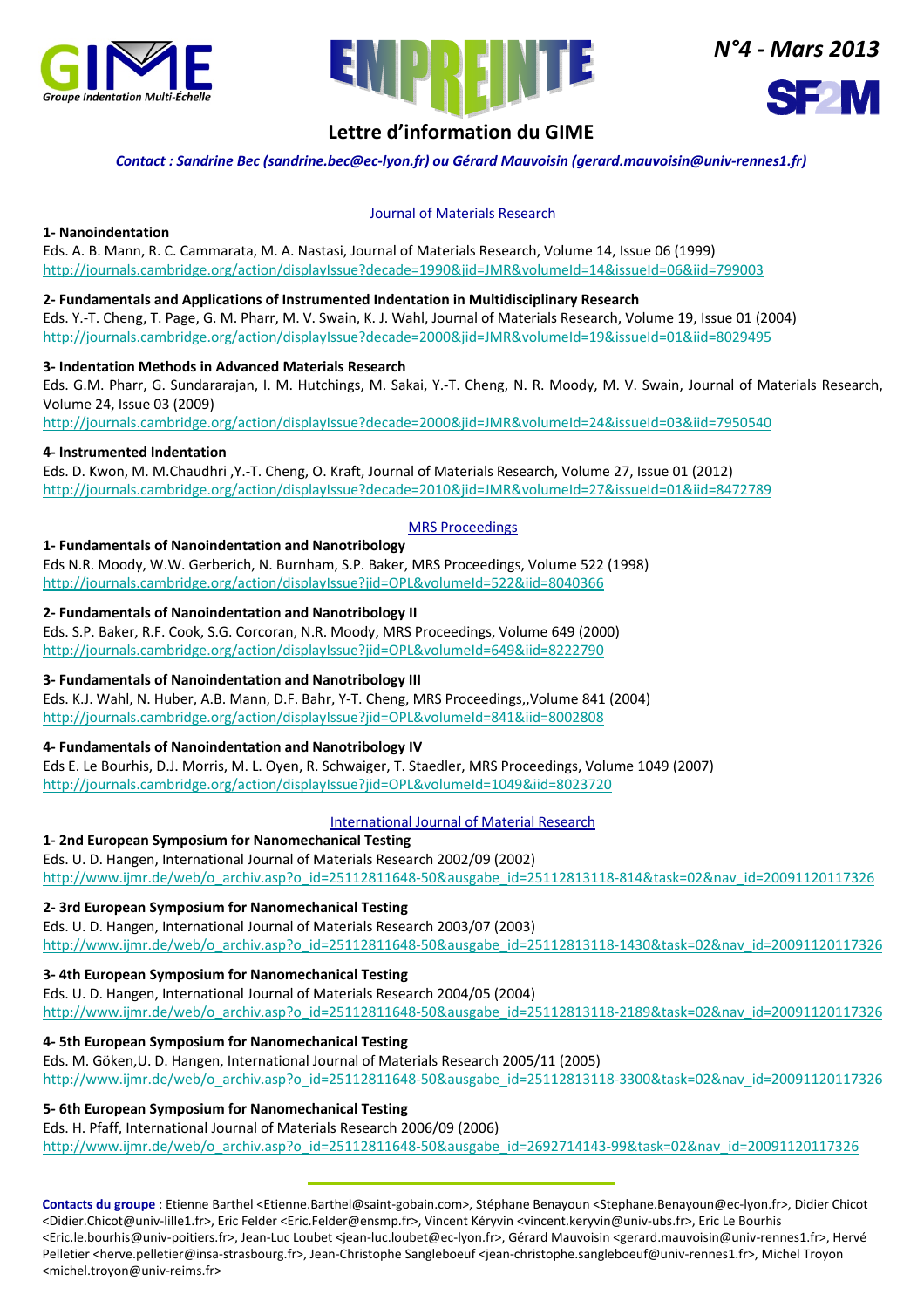# Lettre d'information du GIME

N°4 - Mars 2013

*Contact : Sandrine Bec (sandrine.bec@ec-lyon.fr) ou Gérard Mauvoisin (gerard.mauvoisin@univ-rennes1.fr)*

## Journal of Materials Research

**1- Nanoindentation**
Eds. A. B. Mann, R. C. Cammarata, M. A. Nastasi, Journal of Materials Research, Volume 14, Issue 06 (1999)
http://journals.cambridge.org/action/displayIssue?decade=1990&jid=JMR&volumeId=14&issueId=06&iid=799003

**2- Fundamentals and Applications of Instrumented Indentation in Multidisciplinary Research**
Eds. Y.-T. Cheng, T. Page, G. M. Pharr, M. V. Swain, K. J. Wahl, Journal of Materials Research, Volume 19, Issue 01 (2004)
http://journals.cambridge.org/action/displayIssue?decade=2000&jid=JMR&volumeId=19&issueId=01&iid=8029495

**3- Indentation Methods in Advanced Materials Research**
Eds. G.M. Pharr, G. Sundararajan, I. M. Hutchings, M. Sakai, Y.-T. Cheng, N. R. Moody, M. V. Swain, Journal of Materials Research, Volume 24, Issue 03 (2009)
http://journals.cambridge.org/action/displayIssue?decade=2000&jid=JMR&volumeId=24&issueId=03&iid=7950540

**4- Instrumented Indentation**
Eds. D. Kwon, M. M.Chaudhri ,Y.-T. Cheng, O. Kraft, Journal of Materials Research, Volume 27, Issue 01 (2012)
http://journals.cambridge.org/action/displayIssue?decade=2010&jid=JMR&volumeId=27&issueId=01&iid=8472789

## MRS Proceedings

**1- Fundamentals of Nanoindentation and Nanotribology**
Eds N.R. Moody, W.W. Gerberich, N. Burnham, S.P. Baker, MRS Proceedings, Volume 522 (1998)
http://journals.cambridge.org/action/displayIssue?jid=OPL&volumeId=522&iid=8040366

**2- Fundamentals of Nanoindentation and Nanotribology II**
Eds. S.P. Baker, R.F. Cook, S.G. Corcoran, N.R. Moody, MRS Proceedings, Volume 649 (2000)
http://journals.cambridge.org/action/displayIssue?jid=OPL&volumeId=649&iid=8222790

**3- Fundamentals of Nanoindentation and Nanotribology III**
Eds. K.J. Wahl, N. Huber, A.B. Mann, D.F. Bahr, Y-T. Cheng, MRS Proceedings,,Volume 841 (2004)
http://journals.cambridge.org/action/displayIssue?jid=OPL&volumeId=841&iid=8002808

**4- Fundamentals of Nanoindentation and Nanotribology IV**
Eds E. Le Bourhis, D.J. Morris, M. L. Oyen, R. Schwaiger, T. Staedler, MRS Proceedings, Volume 1049 (2007)
http://journals.cambridge.org/action/displayIssue?jid=OPL&volumeId=1049&iid=8023720

## International Journal of Material Research

**1- 2nd European Symposium for Nanomechanical Testing**
Eds. U. D. Hangen, International Journal of Materials Research 2002/09 (2002)
http://www.ijmr.de/web/o_archiv.asp?o_id=25112811648-50&ausgabe_id=25112813118-814&task=02&nav_id=20091120117326

**2- 3rd European Symposium for Nanomechanical Testing**
Eds. U. D. Hangen, International Journal of Materials Research 2003/07 (2003)
http://www.ijmr.de/web/o_archiv.asp?o_id=25112811648-50&ausgabe_id=25112813118-1430&task=02&nav_id=20091120117326

**3- 4th European Symposium for Nanomechanical Testing**
Eds. U. D. Hangen, International Journal of Materials Research 2004/05 (2004)
http://www.ijmr.de/web/o_archiv.asp?o_id=25112811648-50&ausgabe_id=25112813118-2189&task=02&nav_id=20091120117326

**4- 5th European Symposium for Nanomechanical Testing**
Eds. M. Göken,U. D. Hangen, International Journal of Materials Research 2005/11 (2005)
http://www.ijmr.de/web/o_archiv.asp?o_id=25112811648-50&ausgabe_id=25112813118-3300&task=02&nav_id=20091120117326

**5- 6th European Symposium for Nanomechanical Testing**
Eds. H. Pfaff, International Journal of Materials Research 2006/09 (2006)
http://www.ijmr.de/web/o_archiv.asp?o_id=25112811648-50&ausgabe_id=2692714143-99&task=02&nav_id=20091120117326

---

**Contacts du groupe** : Etienne Barthel <Etienne.Barthel@saint-gobain.com>, Stéphane Benayoun <Stephane.Benayoun@ec-lyon.fr>, Didier Chicot <Didier.Chicot@univ-lille1.fr>, Eric Felder <Eric.Felder@ensmp.fr>, Vincent Kéryvin <vincent.keryvin@univ-ubs.fr>, Eric Le Bourhis <Eric.le.bourhis@univ-poitiers.fr>, Jean-Luc Loubet <jean-luc.loubet@ec-lyon.fr>, Gérard Mauvoisin <gerard.mauvoisin@univ-rennes1.fr>, Hervé Pelletier <herve.pelletier@insa-strasbourg.fr>, Jean-Christophe Sangleboeuf <jean-christophe.sangleboeuf@univ-rennes1.fr>, Michel Troyon <michel.troyon@univ-reims.fr>